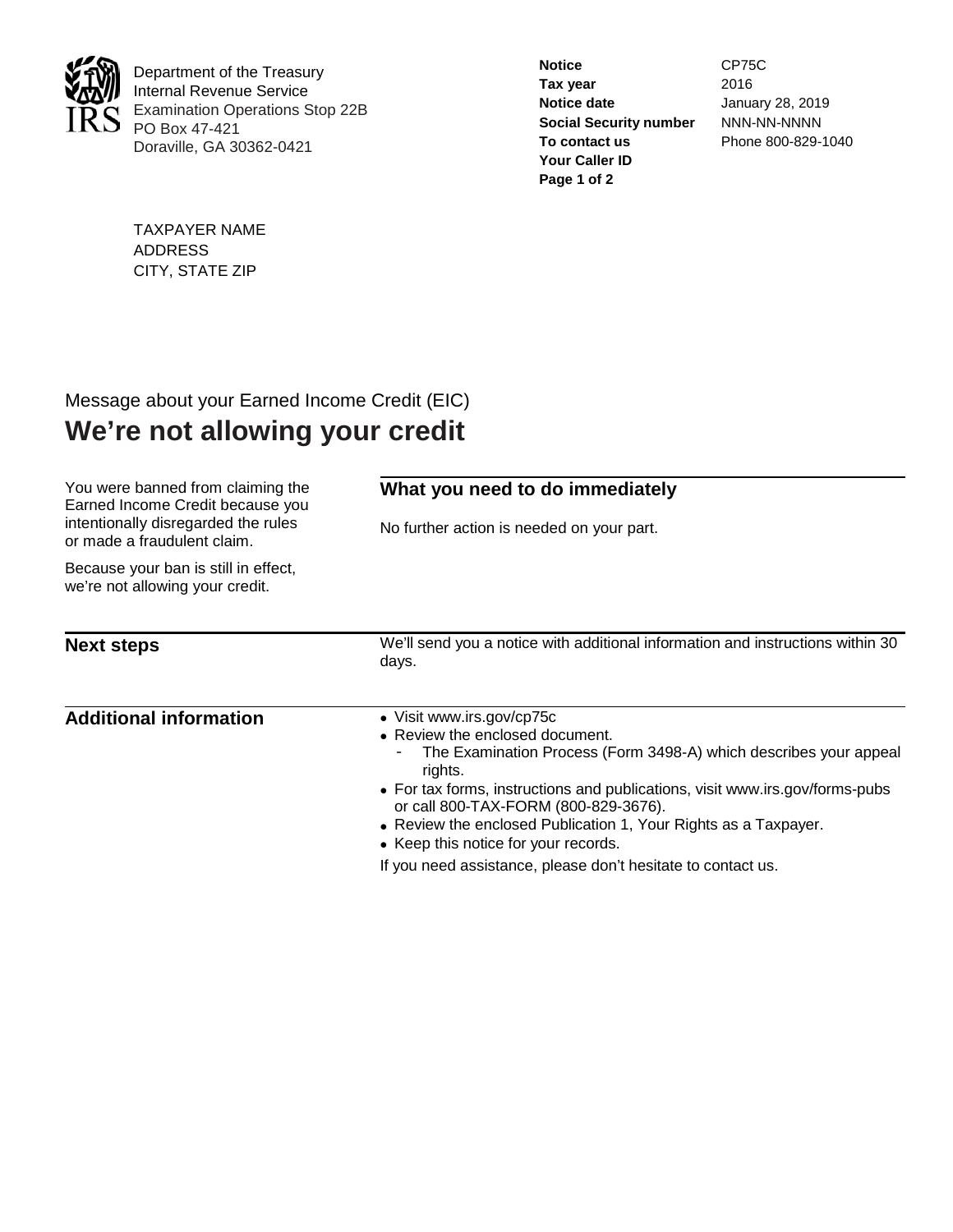Department of the Treasury
Internal Revenue Service
Examination Operations Stop 22B
PO Box 47-421
Doraville, GA 30362-0421

| | |
|---|---|
| **Notice** | CP75C |
| **Tax year** | 2016 |
| **Notice date** | January 28, 2019 |
| **Social Security number** | NNN-NN-NNNN |
| **To contact us** | Phone 800-829-1040 |
| **Your Caller ID** | |

TAXPAYER NAME
ADDRESS
CITY, STATE ZIP

Message about your Earned Income Credit (EIC)

# We're not allowing your credit

You were banned from claiming the Earned Income Credit because you intentionally disregarded the rules or made a fraudulent claim.

Because your ban is still in effect, we're not allowing your credit.

## What you need to do immediately

No further action is needed on your part.

## Next steps

We'll send you a notice with additional information and instructions within 30 days.

## Additional information

- Visit www.irs.gov/cp75c
- Review the enclosed document.
  - The Examination Process (Form 3498-A) which describes your appeal rights.
- For tax forms, instructions and publications, visit www.irs.gov/forms-pubs or call 800-TAX-FORM (800-829-3676).
- Review the enclosed Publication 1, Your Rights as a Taxpayer.
- Keep this notice for your records.

If you need assistance, please don't hesitate to contact us.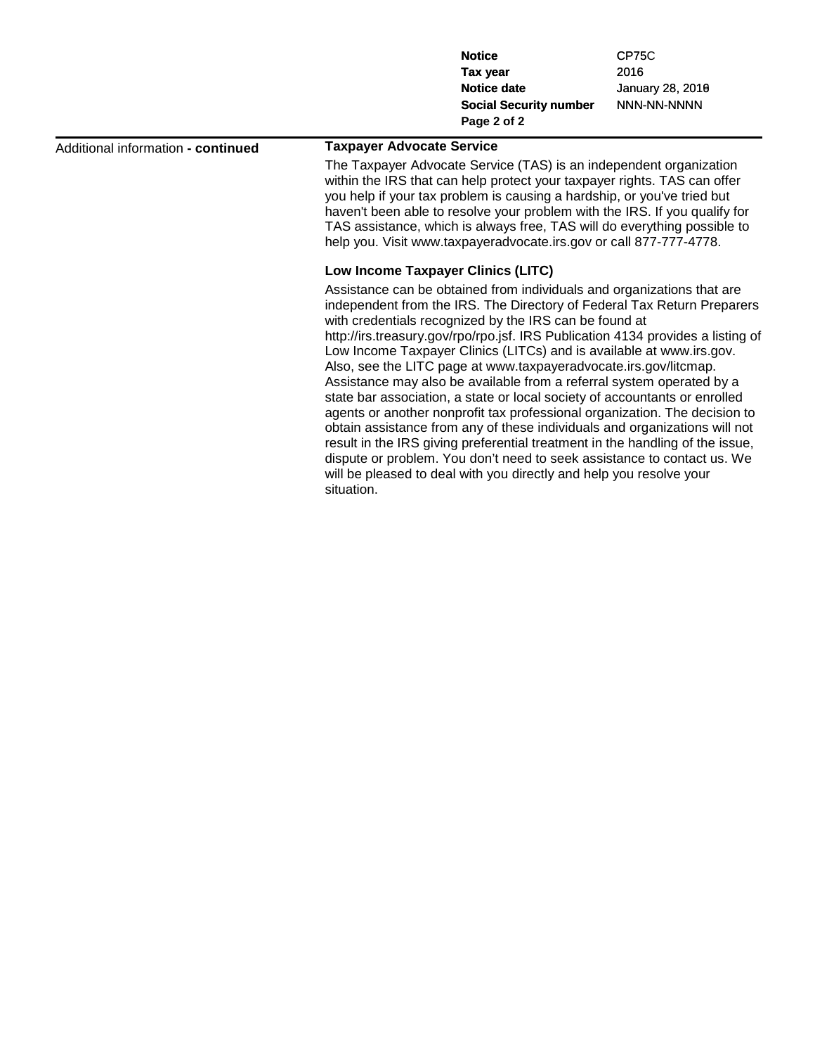| | |
|---|---|
| **Notice** | CP75C |
| **Tax year** | 2016 |
| **Notice date** | January 28, 2018 |
| **Social Security number** | NNN-NN-NNNN |

Additional information **- continued**

### Taxpayer Advocate Service

The Taxpayer Advocate Service (TAS) is an independent organization within the IRS that can help protect your taxpayer rights. TAS can offer you help if your tax problem is causing a hardship, or you've tried but haven't been able to resolve your problem with the IRS. If you qualify for TAS assistance, which is always free, TAS will do everything possible to help you. Visit www.taxpayeradvocate.irs.gov or call 877-777-4778.

### Low Income Taxpayer Clinics (LITC)

Assistance can be obtained from individuals and organizations that are independent from the IRS. The Directory of Federal Tax Return Preparers with credentials recognized by the IRS can be found at http://irs.treasury.gov/rpo/rpo.jsf. IRS Publication 4134 provides a listing of Low Income Taxpayer Clinics (LITCs) and is available at www.irs.gov. Also, see the LITC page at www.taxpayeradvocate.irs.gov/litcmap. Assistance may also be available from a referral system operated by a state bar association, a state or local society of accountants or enrolled agents or another nonprofit tax professional organization. The decision to obtain assistance from any of these individuals and organizations will not result in the IRS giving preferential treatment in the handling of the issue, dispute or problem. You don't need to seek assistance to contact us. We will be pleased to deal with you directly and help you resolve your situation.